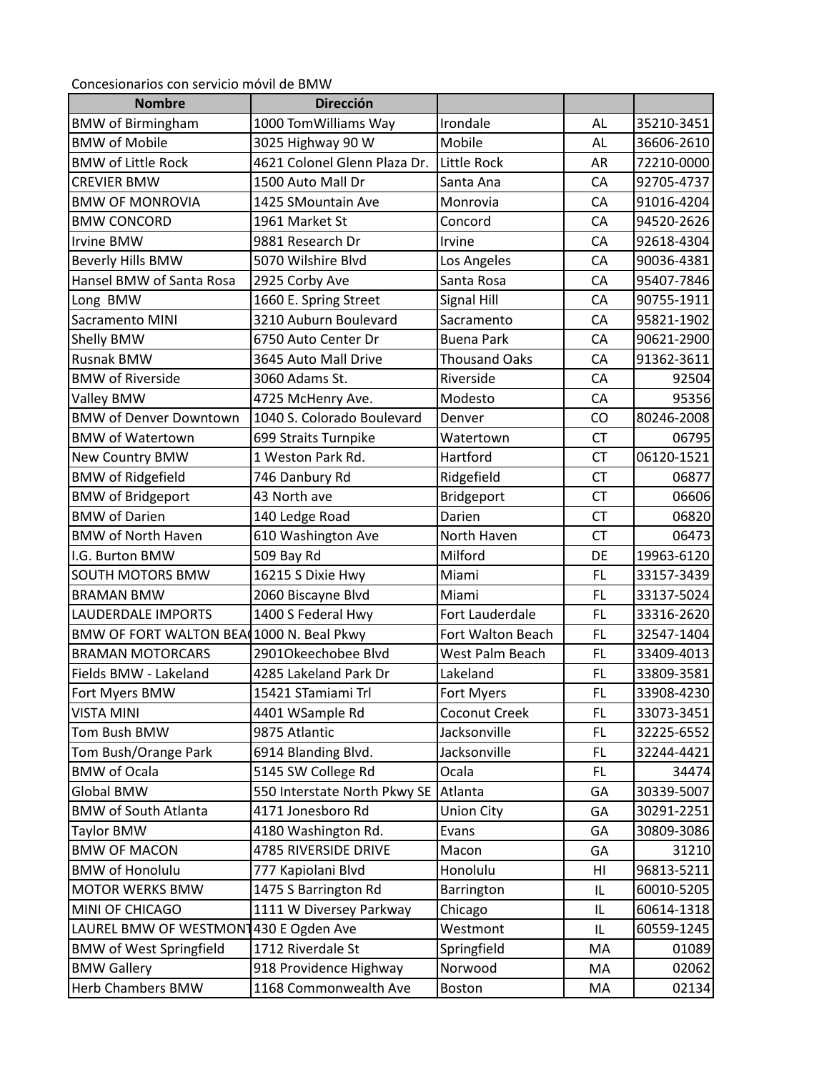Concesionarios con servicio móvil de BMW

| Nombre | Dirección | | | |
|---|---|---|---|---|
| BMW of Birmingham | 1000 TomWilliams Way | Irondale | AL | 35210-3451 |
| BMW of Mobile | 3025 Highway 90 W | Mobile | AL | 36606-2610 |
| BMW of Little Rock | 4621 Colonel Glenn Plaza Dr. | Little Rock | AR | 72210-0000 |
| CREVIER BMW | 1500 Auto Mall Dr | Santa Ana | CA | 92705-4737 |
| BMW OF MONROVIA | 1425 SMountain Ave | Monrovia | CA | 91016-4204 |
| BMW CONCORD | 1961 Market St | Concord | CA | 94520-2626 |
| Irvine BMW | 9881 Research Dr | Irvine | CA | 92618-4304 |
| Beverly Hills BMW | 5070 Wilshire Blvd | Los Angeles | CA | 90036-4381 |
| Hansel BMW of Santa Rosa | 2925 Corby Ave | Santa Rosa | CA | 95407-7846 |
| Long  BMW | 1660 E. Spring Street | Signal Hill | CA | 90755-1911 |
| Sacramento MINI | 3210 Auburn Boulevard | Sacramento | CA | 95821-1902 |
| Shelly BMW | 6750 Auto Center Dr | Buena Park | CA | 90621-2900 |
| Rusnak BMW | 3645 Auto Mall Drive | Thousand Oaks | CA | 91362-3611 |
| BMW of Riverside | 3060 Adams St. | Riverside | CA | 92504 |
| Valley BMW | 4725 McHenry Ave. | Modesto | CA | 95356 |
| BMW of Denver Downtown | 1040 S. Colorado Boulevard | Denver | CO | 80246-2008 |
| BMW of Watertown | 699 Straits Turnpike | Watertown | CT | 06795 |
| New Country BMW | 1 Weston Park Rd. | Hartford | CT | 06120-1521 |
| BMW of Ridgefield | 746 Danbury Rd | Ridgefield | CT | 06877 |
| BMW of Bridgeport | 43 North ave | Bridgeport | CT | 06606 |
| BMW of Darien | 140 Ledge Road | Darien | CT | 06820 |
| BMW of North Haven | 610 Washington Ave | North Haven | CT | 06473 |
| I.G. Burton BMW | 509 Bay Rd | Milford | DE | 19963-6120 |
| SOUTH MOTORS BMW | 16215 S Dixie Hwy | Miami | FL | 33157-3439 |
| BRAMAN BMW | 2060 Biscayne Blvd | Miami | FL | 33137-5024 |
| LAUDERDALE IMPORTS | 1400 S Federal Hwy | Fort Lauderdale | FL | 33316-2620 |
| BMW OF FORT WALTON BEA( | 1000 N. Beal Pkwy | Fort Walton Beach | FL | 32547-1404 |
| BRAMAN MOTORCARS | 2901Okeechobee Blvd | West Palm Beach | FL | 33409-4013 |
| Fields BMW - Lakeland | 4285 Lakeland Park Dr | Lakeland | FL | 33809-3581 |
| Fort Myers BMW | 15421 STamiami Trl | Fort Myers | FL | 33908-4230 |
| VISTA MINI | 4401 WSample Rd | Coconut Creek | FL | 33073-3451 |
| Tom Bush BMW | 9875 Atlantic | Jacksonville | FL | 32225-6552 |
| Tom Bush/Orange Park | 6914 Blanding Blvd. | Jacksonville | FL | 32244-4421 |
| BMW of Ocala | 5145 SW College Rd | Ocala | FL | 34474 |
| Global BMW | 550 Interstate North Pkwy SE | Atlanta | GA | 30339-5007 |
| BMW of South Atlanta | 4171 Jonesboro Rd | Union City | GA | 30291-2251 |
| Taylor BMW | 4180 Washington Rd. | Evans | GA | 30809-3086 |
| BMW OF MACON | 4785 RIVERSIDE DRIVE | Macon | GA | 31210 |
| BMW of Honolulu | 777 Kapiolani Blvd | Honolulu | HI | 96813-5211 |
| MOTOR WERKS BMW | 1475 S Barrington Rd | Barrington | IL | 60010-5205 |
| MINI OF CHICAGO | 1111 W Diversey Parkway | Chicago | IL | 60614-1318 |
| LAUREL BMW OF WESTMONT | 430 E Ogden Ave | Westmont | IL | 60559-1245 |
| BMW of West Springfield | 1712 Riverdale St | Springfield | MA | 01089 |
| BMW Gallery | 918 Providence Highway | Norwood | MA | 02062 |
| Herb Chambers BMW | 1168 Commonwealth Ave | Boston | MA | 02134 |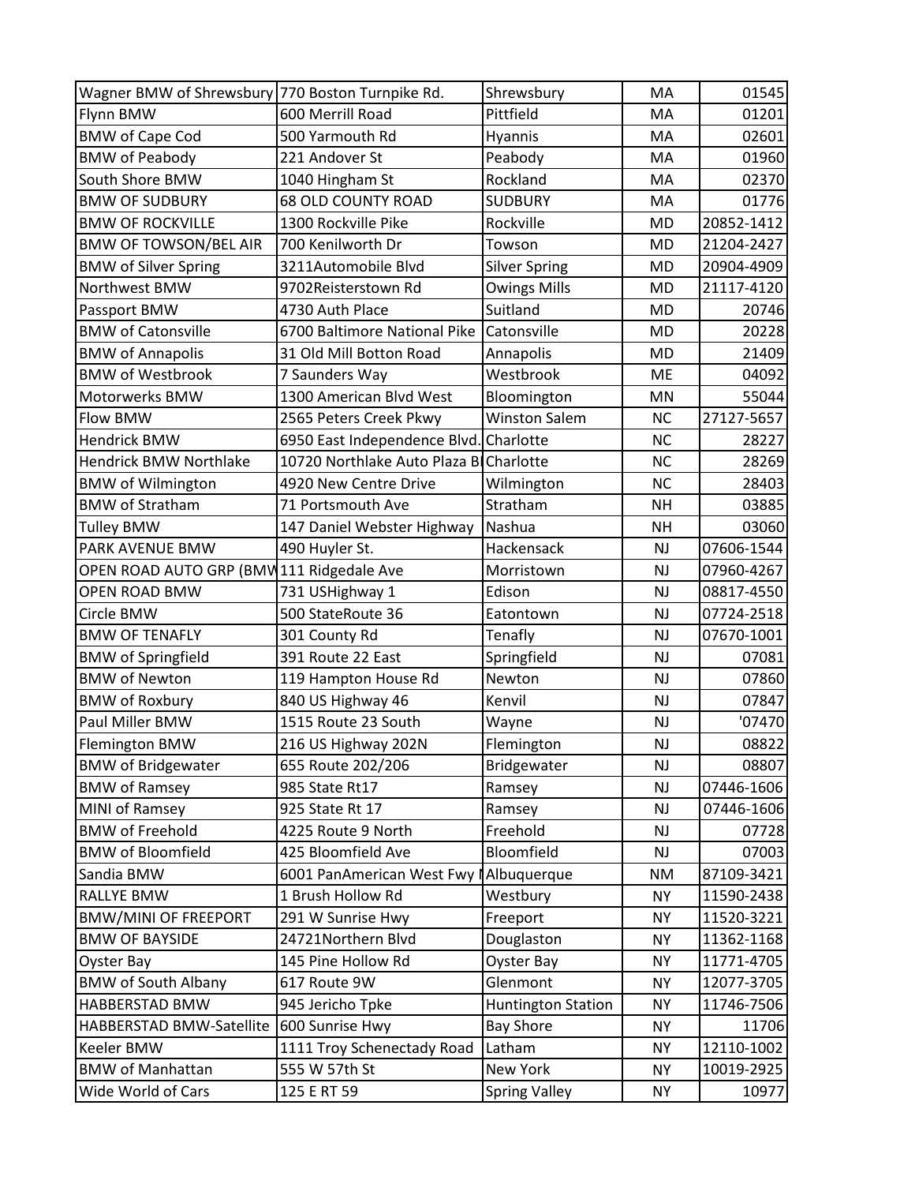| | | | | |
|---|---|---|---|---|
| Wagner BMW of Shrewsbury | 770 Boston Turnpike Rd. | Shrewsbury | MA | 01545 |
| Flynn BMW | 600 Merrill Road | Pittfield | MA | 01201 |
| BMW of Cape Cod | 500 Yarmouth Rd | Hyannis | MA | 02601 |
| BMW of Peabody | 221 Andover St | Peabody | MA | 01960 |
| South Shore BMW | 1040 Hingham St | Rockland | MA | 02370 |
| BMW OF SUDBURY | 68 OLD COUNTY ROAD | SUDBURY | MA | 01776 |
| BMW OF ROCKVILLE | 1300 Rockville Pike | Rockville | MD | 20852-1412 |
| BMW OF TOWSON/BEL AIR | 700 Kenilworth Dr | Towson | MD | 21204-2427 |
| BMW of Silver Spring | 3211Automobile Blvd | Silver Spring | MD | 20904-4909 |
| Northwest BMW | 9702Reisterstown Rd | Owings Mills | MD | 21117-4120 |
| Passport BMW | 4730 Auth Place | Suitland | MD | 20746 |
| BMW of Catonsville | 6700 Baltimore National Pike | Catonsville | MD | 20228 |
| BMW of Annapolis | 31 Old Mill Botton Road | Annapolis | MD | 21409 |
| BMW of Westbrook | 7 Saunders Way | Westbrook | ME | 04092 |
| Motorwerks BMW | 1300 American Blvd West | Bloomington | MN | 55044 |
| Flow BMW | 2565 Peters Creek Pkwy | Winston Salem | NC | 27127-5657 |
| Hendrick BMW | 6950 East Independence Blvd. | Charlotte | NC | 28227 |
| Hendrick BMW Northlake | 10720 Northlake Auto Plaza Bl | Charlotte | NC | 28269 |
| BMW of Wilmington | 4920 New Centre Drive | Wilmington | NC | 28403 |
| BMW of Stratham | 71 Portsmouth Ave | Stratham | NH | 03885 |
| Tulley BMW | 147 Daniel Webster Highway | Nashua | NH | 03060 |
| PARK AVENUE BMW | 490 Huyler St. | Hackensack | NJ | 07606-1544 |
| OPEN ROAD AUTO GRP (BMW | 111 Ridgedale Ave | Morristown | NJ | 07960-4267 |
| OPEN ROAD BMW | 731 USHighway 1 | Edison | NJ | 08817-4550 |
| Circle BMW | 500 StateRoute 36 | Eatontown | NJ | 07724-2518 |
| BMW OF TENAFLY | 301 County Rd | Tenafly | NJ | 07670-1001 |
| BMW of Springfield | 391 Route 22 East | Springfield | NJ | 07081 |
| BMW of Newton | 119 Hampton House Rd | Newton | NJ | 07860 |
| BMW of Roxbury | 840 US Highway 46 | Kenvil | NJ | 07847 |
| Paul Miller BMW | 1515 Route 23 South | Wayne | NJ | '07470 |
| Flemington BMW | 216 US Highway 202N | Flemington | NJ | 08822 |
| BMW of Bridgewater | 655 Route 202/206 | Bridgewater | NJ | 08807 |
| BMW of Ramsey | 985 State Rt17 | Ramsey | NJ | 07446-1606 |
| MINI of Ramsey | 925 State Rt 17 | Ramsey | NJ | 07446-1606 |
| BMW of Freehold | 4225 Route 9 North | Freehold | NJ | 07728 |
| BMW of Bloomfield | 425 Bloomfield Ave | Bloomfield | NJ | 07003 |
| Sandia BMW | 6001 PanAmerican West Fwy N | Albuquerque | NM | 87109-3421 |
| RALLYE BMW | 1 Brush Hollow Rd | Westbury | NY | 11590-2438 |
| BMW/MINI OF FREEPORT | 291 W Sunrise Hwy | Freeport | NY | 11520-3221 |
| BMW OF BAYSIDE | 24721Northern Blvd | Douglaston | NY | 11362-1168 |
| Oyster Bay | 145 Pine Hollow Rd | Oyster Bay | NY | 11771-4705 |
| BMW of South Albany | 617 Route 9W | Glenmont | NY | 12077-3705 |
| HABBERSTAD BMW | 945 Jericho Tpke | Huntington Station | NY | 11746-7506 |
| HABBERSTAD BMW-Satellite | 600 Sunrise Hwy | Bay Shore | NY | 11706 |
| Keeler BMW | 1111 Troy Schenectady Road | Latham | NY | 12110-1002 |
| BMW of Manhattan | 555 W 57th St | New York | NY | 10019-2925 |
| Wide World of Cars | 125 E RT 59 | Spring Valley | NY | 10977 |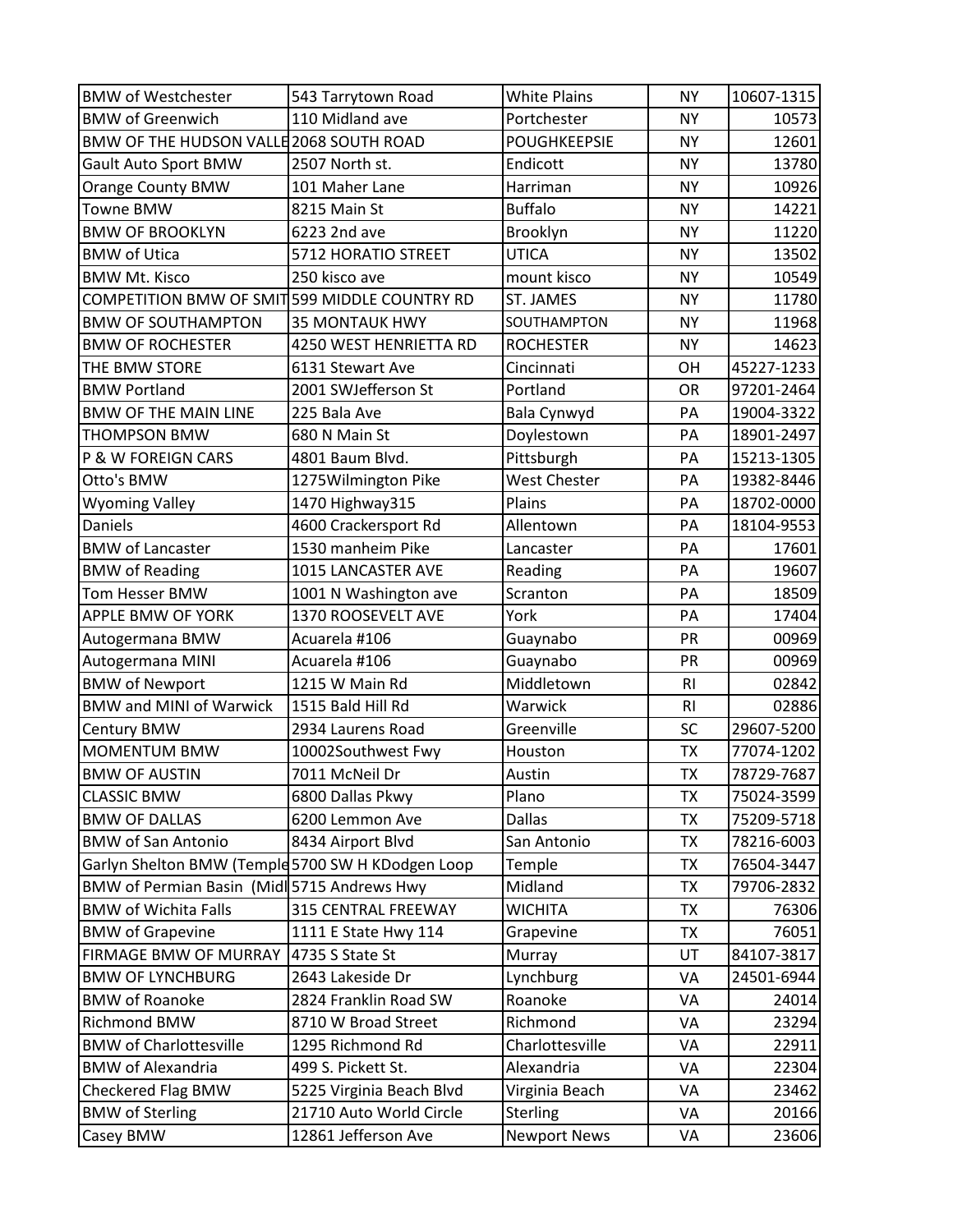| BMW of Westchester | 543 Tarrytown Road | White Plains | NY | 10607-1315 |
|---|---|---|---|---|
| BMW of Greenwich | 110 Midland ave | Portchester | NY | 10573 |
| BMW OF THE HUDSON VALLE | 2068 SOUTH ROAD | POUGHKEEPSIE | NY | 12601 |
| Gault Auto Sport BMW | 2507 North st. | Endicott | NY | 13780 |
| Orange County BMW | 101 Maher Lane | Harriman | NY | 10926 |
| Towne BMW | 8215 Main St | Buffalo | NY | 14221 |
| BMW OF BROOKLYN | 6223 2nd ave | Brooklyn | NY | 11220 |
| BMW of Utica | 5712 HORATIO STREET | UTICA | NY | 13502 |
| BMW Mt. Kisco | 250 kisco ave | mount kisco | NY | 10549 |
| COMPETITION BMW OF SMIT | 599 MIDDLE COUNTRY RD | ST. JAMES | NY | 11780 |
| BMW OF SOUTHAMPTON | 35 MONTAUK HWY | SOUTHAMPTON | NY | 11968 |
| BMW OF ROCHESTER | 4250 WEST HENRIETTA RD | ROCHESTER | NY | 14623 |
| THE BMW STORE | 6131 Stewart Ave | Cincinnati | OH | 45227-1233 |
| BMW Portland | 2001 SWJefferson St | Portland | OR | 97201-2464 |
| BMW OF THE MAIN LINE | 225 Bala Ave | Bala Cynwyd | PA | 19004-3322 |
| THOMPSON BMW | 680 N Main St | Doylestown | PA | 18901-2497 |
| P & W FOREIGN CARS | 4801 Baum Blvd. | Pittsburgh | PA | 15213-1305 |
| Otto's BMW | 1275Wilmington Pike | West Chester | PA | 19382-8446 |
| Wyoming Valley | 1470 Highway315 | Plains | PA | 18702-0000 |
| Daniels | 4600 Crackersport Rd | Allentown | PA | 18104-9553 |
| BMW of Lancaster | 1530 manheim Pike | Lancaster | PA | 17601 |
| BMW of Reading | 1015 LANCASTER AVE | Reading | PA | 19607 |
| Tom Hesser BMW | 1001 N Washington ave | Scranton | PA | 18509 |
| APPLE BMW OF YORK | 1370 ROOSEVELT AVE | York | PA | 17404 |
| Autogermana BMW | Acuarela #106 | Guaynabo | PR | 00969 |
| Autogermana MINI | Acuarela #106 | Guaynabo | PR | 00969 |
| BMW of Newport | 1215 W Main Rd | Middletown | RI | 02842 |
| BMW and MINI of Warwick | 1515 Bald Hill Rd | Warwick | RI | 02886 |
| Century BMW | 2934 Laurens Road | Greenville | SC | 29607-5200 |
| MOMENTUM BMW | 10002Southwest Fwy | Houston | TX | 77074-1202 |
| BMW OF AUSTIN | 7011 McNeil Dr | Austin | TX | 78729-7687 |
| CLASSIC BMW | 6800 Dallas Pkwy | Plano | TX | 75024-3599 |
| BMW OF DALLAS | 6200 Lemmon Ave | Dallas | TX | 75209-5718 |
| BMW of San Antonio | 8434 Airport Blvd | San Antonio | TX | 78216-6003 |
| Garlyn Shelton BMW (Temple | 5700 SW H KDodgen Loop | Temple | TX | 76504-3447 |
| BMW of Permian Basin (Midl | 5715 Andrews Hwy | Midland | TX | 79706-2832 |
| BMW of Wichita Falls | 315 CENTRAL FREEWAY | WICHITA | TX | 76306 |
| BMW of Grapevine | 1111 E State Hwy 114 | Grapevine | TX | 76051 |
| FIRMAGE BMW OF MURRAY | 4735 S State St | Murray | UT | 84107-3817 |
| BMW OF LYNCHBURG | 2643 Lakeside Dr | Lynchburg | VA | 24501-6944 |
| BMW of Roanoke | 2824 Franklin Road SW | Roanoke | VA | 24014 |
| Richmond BMW | 8710 W Broad Street | Richmond | VA | 23294 |
| BMW of Charlottesville | 1295 Richmond Rd | Charlottesville | VA | 22911 |
| BMW of Alexandria | 499 S. Pickett St. | Alexandria | VA | 22304 |
| Checkered Flag BMW | 5225 Virginia Beach Blvd | Virginia Beach | VA | 23462 |
| BMW of Sterling | 21710 Auto World Circle | Sterling | VA | 20166 |
| Casey BMW | 12861 Jefferson Ave | Newport News | VA | 23606 |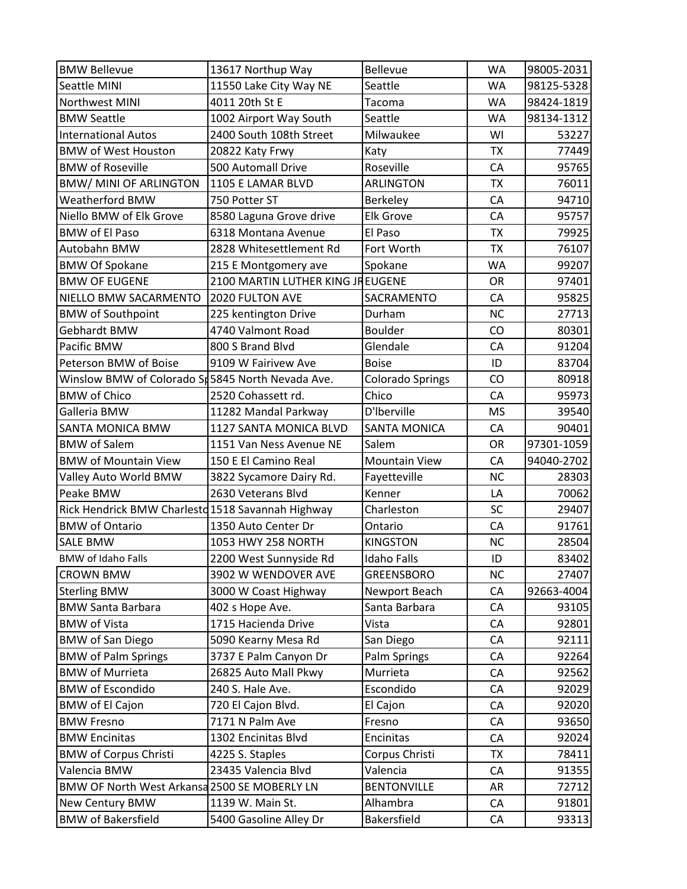| BMW Bellevue | 13617 Northup Way | Bellevue | WA | 98005-2031 |
|---|---|---|---|---|
| Seattle MINI | 11550 Lake City Way NE | Seattle | WA | 98125-5328 |
| Northwest MINI | 4011 20th St E | Tacoma | WA | 98424-1819 |
| BMW Seattle | 1002 Airport Way South | Seattle | WA | 98134-1312 |
| International Autos | 2400 South 108th Street | Milwaukee | WI | 53227 |
| BMW of West Houston | 20822 Katy Frwy | Katy | TX | 77449 |
| BMW of Roseville | 500 Automall Drive | Roseville | CA | 95765 |
| BMW/ MINI OF ARLINGTON | 1105 E LAMAR BLVD | ARLINGTON | TX | 76011 |
| Weatherford BMW | 750 Potter ST | Berkeley | CA | 94710 |
| Niello BMW of Elk Grove | 8580 Laguna Grove drive | Elk Grove | CA | 95757 |
| BMW of El Paso | 6318 Montana Avenue | El Paso | TX | 79925 |
| Autobahn BMW | 2828 Whitesettlement Rd | Fort Worth | TX | 76107 |
| BMW Of Spokane | 215 E Montgomery ave | Spokane | WA | 99207 |
| BMW OF EUGENE | 2100 MARTIN LUTHER KING JR | EUGENE | OR | 97401 |
| NIELLO BMW SACRAMENTO | 2020 FULTON AVE | SACRAMENTO | CA | 95825 |
| BMW of Southpoint | 225 kentington Drive | Durham | NC | 27713 |
| Gebhardt BMW | 4740 Valmont Road | Boulder | CO | 80301 |
| Pacific BMW | 800 S Brand Blvd | Glendale | CA | 91204 |
| Peterson BMW of Boise | 9109 W Fairivew Ave | Boise | ID | 83704 |
| Winslow BMW of Colorado Sp | 5845 North Nevada Ave. | Colorado Springs | CO | 80918 |
| BMW of Chico | 2520 Cohassett rd. | Chico | CA | 95973 |
| Galleria BMW | 11282 Mandal Parkway | D'lberville | MS | 39540 |
| SANTA MONICA BMW | 1127 SANTA MONICA BLVD | SANTA MONICA | CA | 90401 |
| BMW of Salem | 1151 Van Ness Avenue NE | Salem | OR | 97301-1059 |
| BMW of Mountain View | 150 E El Camino Real | Mountain View | CA | 94040-2702 |
| Valley Auto World BMW | 3822 Sycamore Dairy Rd. | Fayetteville | NC | 28303 |
| Peake BMW | 2630 Veterans Blvd | Kenner | LA | 70062 |
| Rick Hendrick BMW Charlesto | 1518 Savannah Highway | Charleston | SC | 29407 |
| BMW of Ontario | 1350 Auto Center Dr | Ontario | CA | 91761 |
| SALE BMW | 1053 HWY 258 NORTH | KINGSTON | NC | 28504 |
| BMW of Idaho Falls | 2200 West Sunnyside Rd | Idaho Falls | ID | 83402 |
| CROWN BMW | 3902 W WENDOVER AVE | GREENSBORO | NC | 27407 |
| Sterling BMW | 3000 W Coast Highway | Newport Beach | CA | 92663-4004 |
| BMW Santa Barbara | 402 s Hope Ave. | Santa Barbara | CA | 93105 |
| BMW of Vista | 1715 Hacienda Drive | Vista | CA | 92801 |
| BMW of San Diego | 5090 Kearny Mesa Rd | San Diego | CA | 92111 |
| BMW of Palm Springs | 3737 E Palm Canyon Dr | Palm Springs | CA | 92264 |
| BMW of Murrieta | 26825 Auto Mall Pkwy | Murrieta | CA | 92562 |
| BMW of Escondido | 240 S. Hale Ave. | Escondido | CA | 92029 |
| BMW of El Cajon | 720 El Cajon Blvd. | El Cajon | CA | 92020 |
| BMW Fresno | 7171 N Palm Ave | Fresno | CA | 93650 |
| BMW Encinitas | 1302 Encinitas Blvd | Encinitas | CA | 92024 |
| BMW of Corpus Christi | 4225 S. Staples | Corpus Christi | TX | 78411 |
| Valencia BMW | 23435 Valencia Blvd | Valencia | CA | 91355 |
| BMW OF North West Arkansa | 2500 SE MOBERLY LN | BENTONVILLE | AR | 72712 |
| New Century BMW | 1139 W. Main St. | Alhambra | CA | 91801 |
| BMW of Bakersfield | 5400 Gasoline Alley Dr | Bakersfield | CA | 93313 |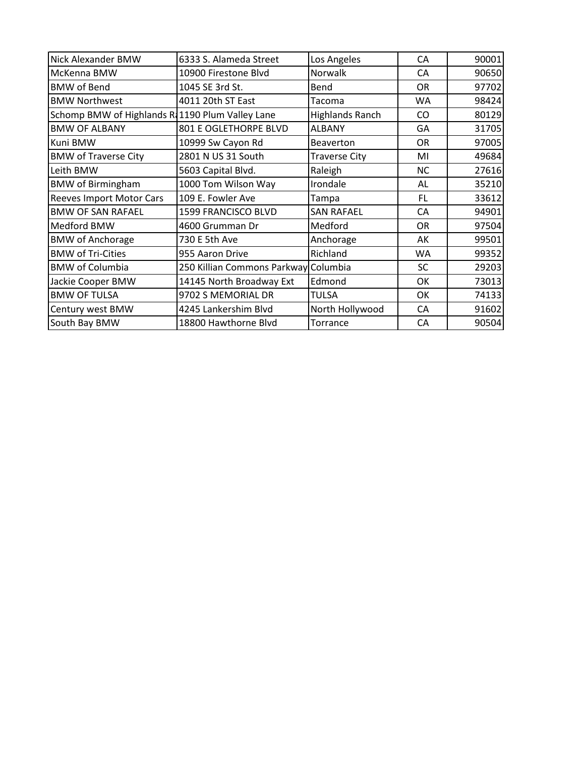| | | | | |
|---|---|---|---|---|
| Nick Alexander BMW | 6333 S. Alameda Street | Los Angeles | CA | 90001 |
| McKenna BMW | 10900 Firestone Blvd | Norwalk | CA | 90650 |
| BMW of Bend | 1045 SE 3rd St. | Bend | OR | 97702 |
| BMW Northwest | 4011 20th ST East | Tacoma | WA | 98424 |
| Schomp BMW of Highlands Ra | 1190 Plum Valley Lane | Highlands Ranch | CO | 80129 |
| BMW OF ALBANY | 801 E OGLETHORPE BLVD | ALBANY | GA | 31705 |
| Kuni BMW | 10999 Sw Cayon Rd | Beaverton | OR | 97005 |
| BMW of Traverse City | 2801 N US 31 South | Traverse City | MI | 49684 |
| Leith BMW | 5603 Capital Blvd. | Raleigh | NC | 27616 |
| BMW of Birmingham | 1000 Tom Wilson Way | Irondale | AL | 35210 |
| Reeves Import Motor Cars | 109 E. Fowler Ave | Tampa | FL | 33612 |
| BMW OF SAN RAFAEL | 1599 FRANCISCO BLVD | SAN RAFAEL | CA | 94901 |
| Medford BMW | 4600 Grumman Dr | Medford | OR | 97504 |
| BMW of Anchorage | 730 E 5th Ave | Anchorage | AK | 99501 |
| BMW of Tri-Cities | 955 Aaron Drive | Richland | WA | 99352 |
| BMW of Columbia | 250 Killian Commons Parkway | Columbia | SC | 29203 |
| Jackie Cooper BMW | 14145 North Broadway Ext | Edmond | OK | 73013 |
| BMW OF TULSA | 9702 S MEMORIAL DR | TULSA | OK | 74133 |
| Century west BMW | 4245 Lankershim Blvd | North Hollywood | CA | 91602 |
| South Bay BMW | 18800 Hawthorne Blvd | Torrance | CA | 90504 |